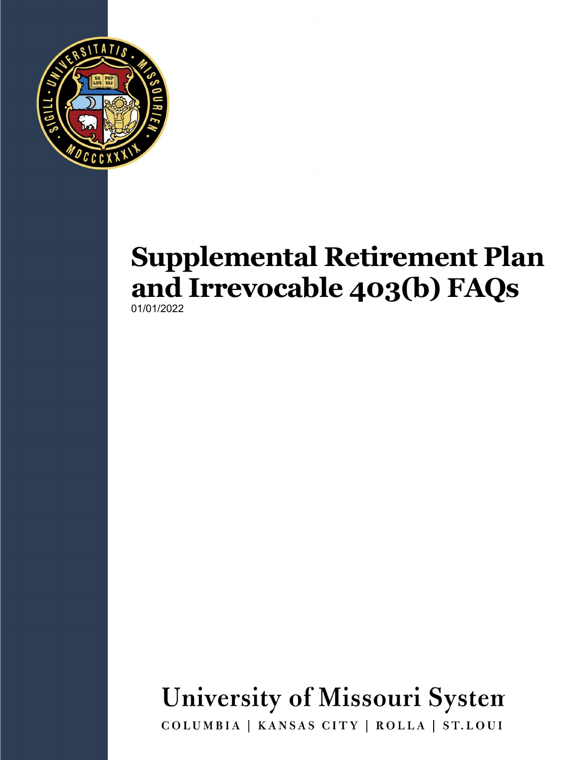# Supplemental Retirement Plan and Irrevocable 403(b) FAQs

01/01/2022

University of Missouri System

COLUMBIA | KANSAS CITY | ROLLA | ST.LOUI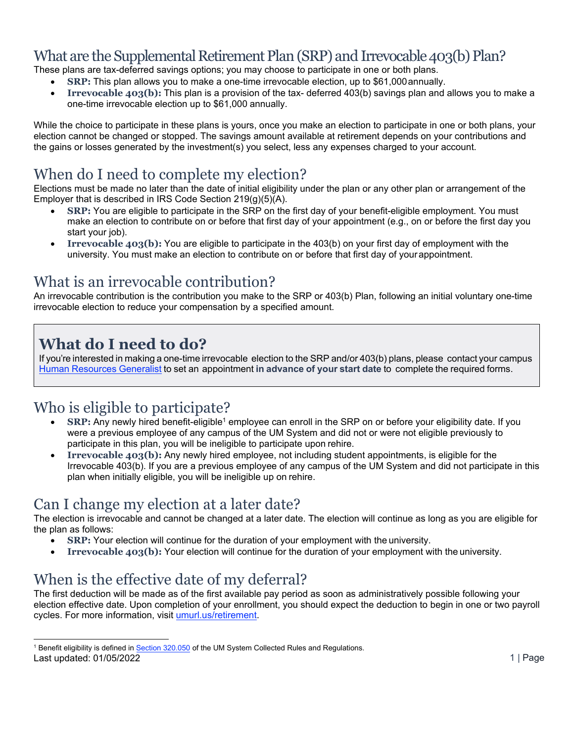## What are the Supplemental Retirement Plan (SRP) and Irrevocable 403(b) Plan?

These plans are tax-deferred savings options; you may choose to participate in one or both plans.

- **SRP:** This plan allows you to make a one-time irrevocable election, up to $61,000 annually.
- **Irrevocable 403(b):** This plan is a provision of the tax- deferred 403(b) savings plan and allows you to make a one-time irrevocable election up to $61,000 annually.

While the choice to participate in these plans is yours, once you make an election to participate in one or both plans, your election cannot be changed or stopped. The savings amount available at retirement depends on your contributions and the gains or losses generated by the investment(s) you select, less any expenses charged to your account.

## When do I need to complete my election?

Elections must be made no later than the date of initial eligibility under the plan or any other plan or arrangement of the Employer that is described in IRS Code Section 219(g)(5)(A).

- **SRP:** You are eligible to participate in the SRP on the first day of your benefit-eligible employment. You must make an election to contribute on or before that first day of your appointment (e.g., on or before the first day you start your job).
- **Irrevocable 403(b):** You are eligible to participate in the 403(b) on your first day of employment with the university. You must make an election to contribute on or before that first day of your appointment.

## What is an irrevocable contribution?

An irrevocable contribution is the contribution you make to the SRP or 403(b) Plan, following an initial voluntary one-time irrevocable election to reduce your compensation by a specified amount.

## What do I need to do?

If you're interested in making a one-time irrevocable election to the SRP and/or 403(b) plans, please contact your campus [Human Resources Generalist](Human Resources Generalist) to set an appointment **in advance of your start date** to complete the required forms.

## Who is eligible to participate?

- **SRP:** Any newly hired benefit-eligible[1] employee can enroll in the SRP on or before your eligibility date. If you were a previous employee of any campus of the UM System and did not or were not eligible previously to participate in this plan, you will be ineligible to participate upon rehire.
- **Irrevocable 403(b):** Any newly hired employee, not including student appointments, is eligible for the Irrevocable 403(b). If you are a previous employee of any campus of the UM System and did not participate in this plan when initially eligible, you will be ineligible up on rehire.

## Can I change my election at a later date?

The election is irrevocable and cannot be changed at a later date. The election will continue as long as you are eligible for the plan as follows:

- **SRP:** Your election will continue for the duration of your employment with the university.
- **Irrevocable 403(b):** Your election will continue for the duration of your employment with the university.

## When is the effective date of my deferral?

The first deduction will be made as of the first available pay period as soon as administratively possible following your election effective date. Upon completion of your enrollment, you should expect the deduction to begin in one or two payroll cycles. For more information, visit [umurl.us/retirement](umurl.us/retirement).

---

[1] Benefit eligibility is defined in [Section 320.050](Section 320.050) of the UM System Collected Rules and Regulations.

Last updated: 01/05/2022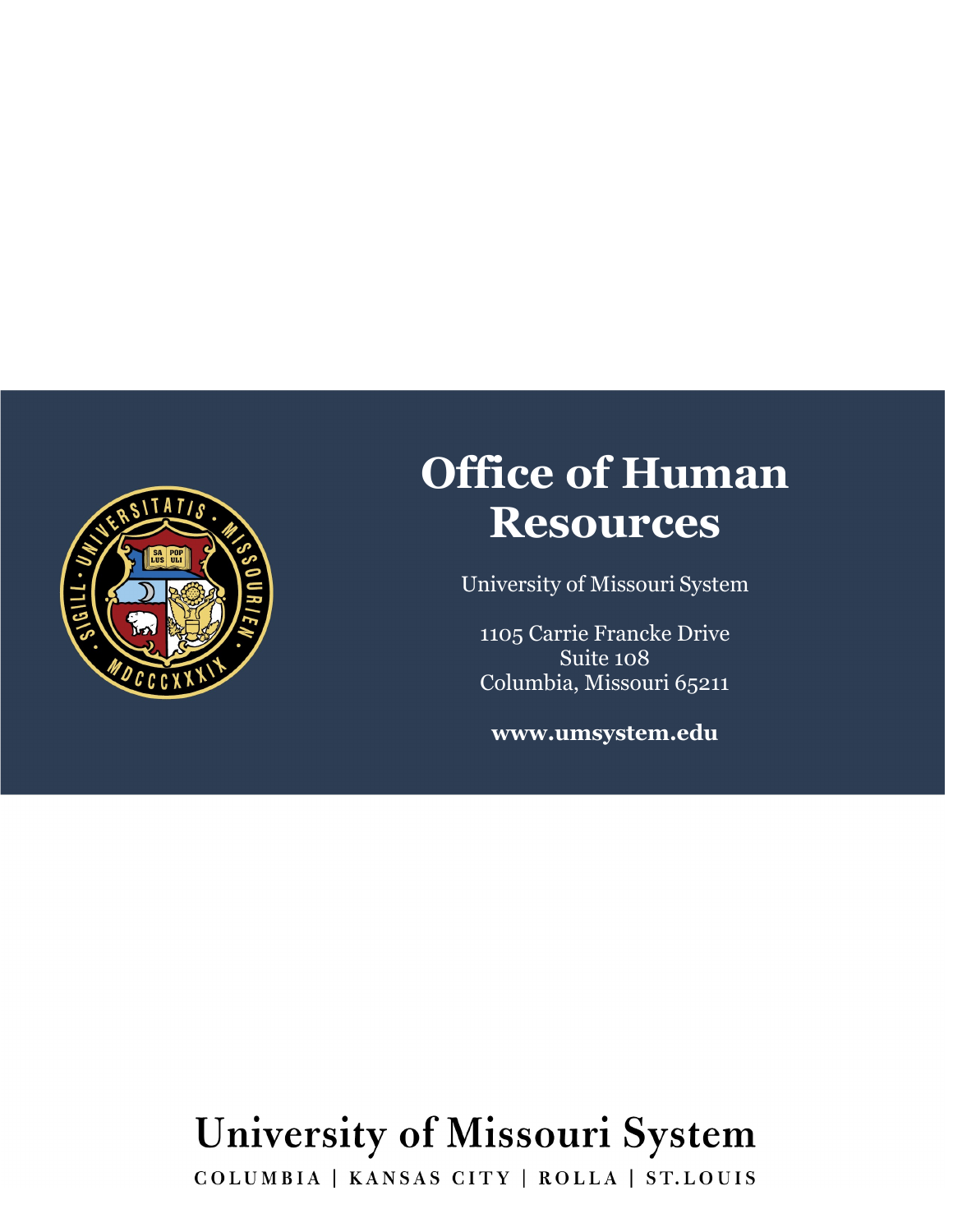# Office of Human Resources

University of Missouri System

1105 Carrie Francke Drive
Suite 108
Columbia, Missouri 65211

**www.umsystem.edu**

University of Missouri System

COLUMBIA | KANSAS CITY | ROLLA | ST.LOUIS